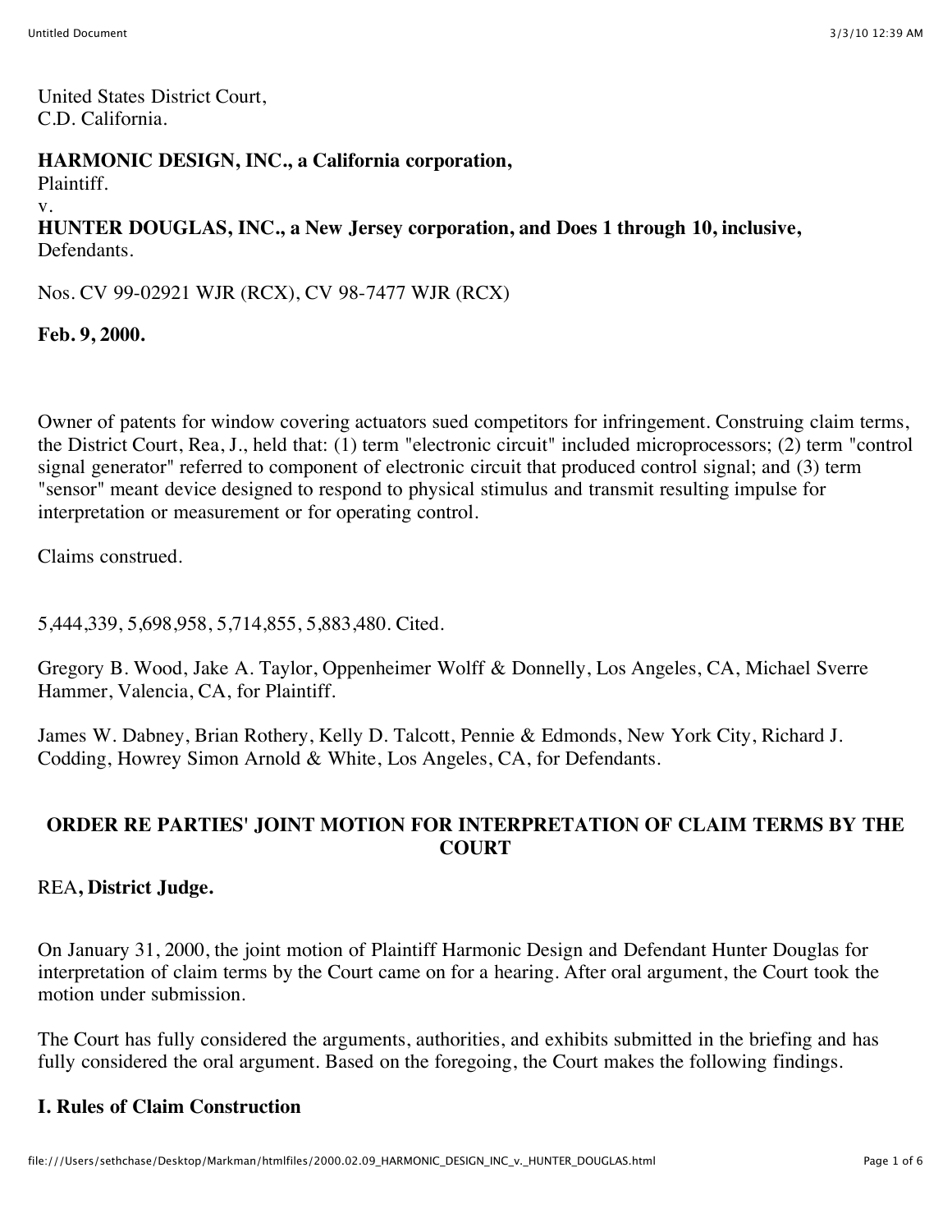United States District Court,
C.D. California.

**HARMONIC DESIGN, INC., a California corporation,**
Plaintiff.
v.
**HUNTER DOUGLAS, INC., a New Jersey corporation, and Does 1 through 10, inclusive,**
Defendants.

Nos. CV 99-02921 WJR (RCX), CV 98-7477 WJR (RCX)

**Feb. 9, 2000.**

Owner of patents for window covering actuators sued competitors for infringement. Construing claim terms, the District Court, Rea, J., held that: (1) term "electronic circuit" included microprocessors; (2) term "control signal generator" referred to component of electronic circuit that produced control signal; and (3) term "sensor" meant device designed to respond to physical stimulus and transmit resulting impulse for interpretation or measurement or for operating control.

Claims construed.

5,444,339, 5,698,958, 5,714,855, 5,883,480. Cited.

Gregory B. Wood, Jake A. Taylor, Oppenheimer Wolff & Donnelly, Los Angeles, CA, Michael Sverre Hammer, Valencia, CA, for Plaintiff.

James W. Dabney, Brian Rothery, Kelly D. Talcott, Pennie & Edmonds, New York City, Richard J. Codding, Howrey Simon Arnold & White, Los Angeles, CA, for Defendants.

## ORDER RE PARTIES' JOINT MOTION FOR INTERPRETATION OF CLAIM TERMS BY THE COURT

REA**, District Judge.**

On January 31, 2000, the joint motion of Plaintiff Harmonic Design and Defendant Hunter Douglas for interpretation of claim terms by the Court came on for a hearing. After oral argument, the Court took the motion under submission.

The Court has fully considered the arguments, authorities, and exhibits submitted in the briefing and has fully considered the oral argument. Based on the foregoing, the Court makes the following findings.

## I. Rules of Claim Construction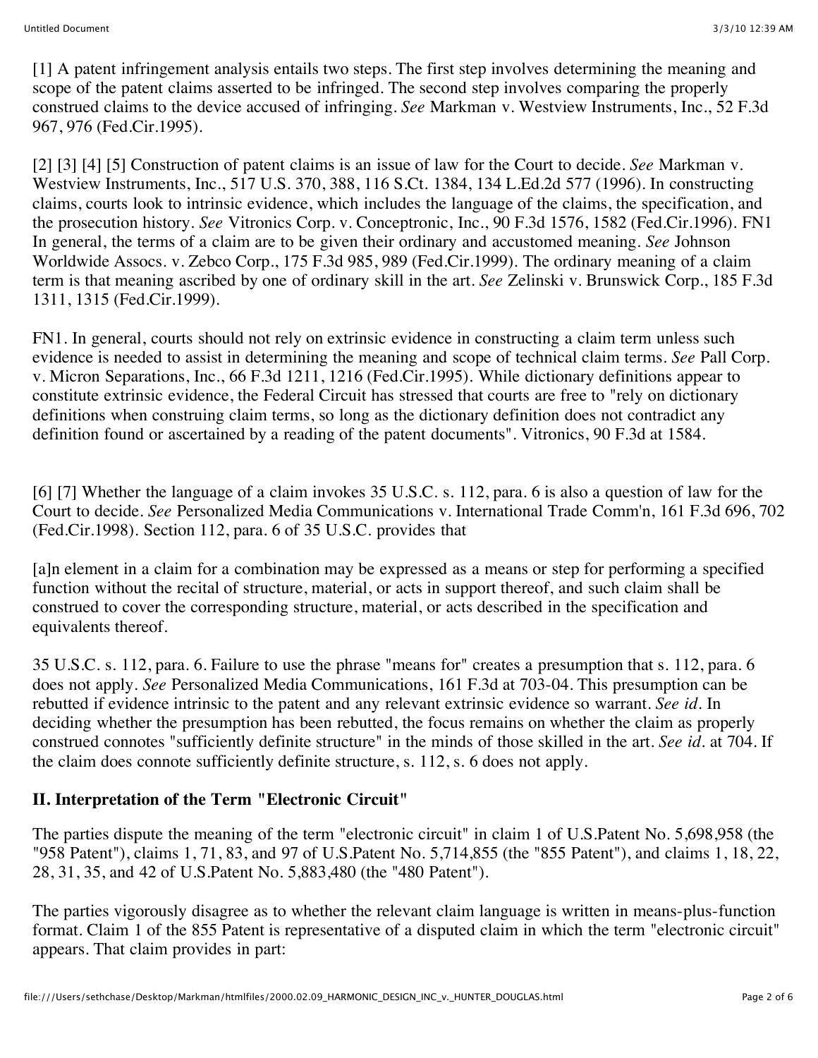[1] A patent infringement analysis entails two steps. The first step involves determining the meaning and scope of the patent claims asserted to be infringed. The second step involves comparing the properly construed claims to the device accused of infringing. *See* Markman v. Westview Instruments, Inc., 52 F.3d 967, 976 (Fed.Cir.1995).

[2] [3] [4] [5] Construction of patent claims is an issue of law for the Court to decide. *See* Markman v. Westview Instruments, Inc., 517 U.S. 370, 388, 116 S.Ct. 1384, 134 L.Ed.2d 577 (1996). In constructing claims, courts look to intrinsic evidence, which includes the language of the claims, the specification, and the prosecution history. *See* Vitronics Corp. v. Conceptronic, Inc., 90 F.3d 1576, 1582 (Fed.Cir.1996). FN1 In general, the terms of a claim are to be given their ordinary and accustomed meaning. *See* Johnson Worldwide Assocs. v. Zebco Corp., 175 F.3d 985, 989 (Fed.Cir.1999). The ordinary meaning of a claim term is that meaning ascribed by one of ordinary skill in the art. *See* Zelinski v. Brunswick Corp., 185 F.3d 1311, 1315 (Fed.Cir.1999).

FN1. In general, courts should not rely on extrinsic evidence in constructing a claim term unless such evidence is needed to assist in determining the meaning and scope of technical claim terms. *See* Pall Corp. v. Micron Separations, Inc., 66 F.3d 1211, 1216 (Fed.Cir.1995). While dictionary definitions appear to constitute extrinsic evidence, the Federal Circuit has stressed that courts are free to "rely on dictionary definitions when construing claim terms, so long as the dictionary definition does not contradict any definition found or ascertained by a reading of the patent documents". Vitronics, 90 F.3d at 1584.

[6] [7] Whether the language of a claim invokes 35 U.S.C. s. 112, para. 6 is also a question of law for the Court to decide. *See* Personalized Media Communications v. International Trade Comm'n, 161 F.3d 696, 702 (Fed.Cir.1998). Section 112, para. 6 of 35 U.S.C. provides that

[a]n element in a claim for a combination may be expressed as a means or step for performing a specified function without the recital of structure, material, or acts in support thereof, and such claim shall be construed to cover the corresponding structure, material, or acts described in the specification and equivalents thereof.

35 U.S.C. s. 112, para. 6. Failure to use the phrase "means for" creates a presumption that s. 112, para. 6 does not apply. *See* Personalized Media Communications, 161 F.3d at 703-04. This presumption can be rebutted if evidence intrinsic to the patent and any relevant extrinsic evidence so warrant. *See id.* In deciding whether the presumption has been rebutted, the focus remains on whether the claim as properly construed connotes "sufficiently definite structure" in the minds of those skilled in the art. *See id.* at 704. If the claim does connote sufficiently definite structure, s. 112, s. 6 does not apply.

## II. Interpretation of the Term "Electronic Circuit"

The parties dispute the meaning of the term "electronic circuit" in claim 1 of U.S.Patent No. 5,698,958 (the "958 Patent"), claims 1, 71, 83, and 97 of U.S.Patent No. 5,714,855 (the "855 Patent"), and claims 1, 18, 22, 28, 31, 35, and 42 of U.S.Patent No. 5,883,480 (the "480 Patent").

The parties vigorously disagree as to whether the relevant claim language is written in means-plus-function format. Claim 1 of the 855 Patent is representative of a disputed claim in which the term "electronic circuit" appears. That claim provides in part: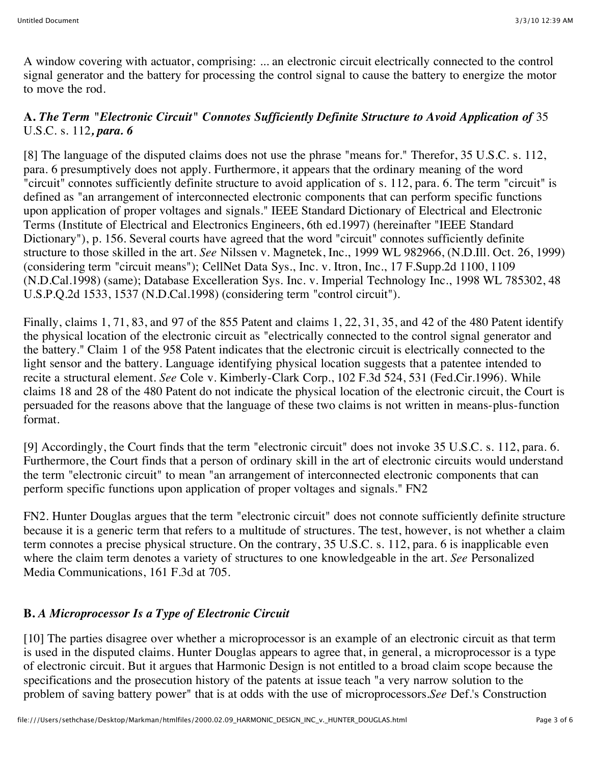A window covering with actuator, comprising: ... an electronic circuit electrically connected to the control signal generator and the battery for processing the control signal to cause the battery to energize the motor to move the rod.

### A. *The Term "Electronic Circuit" Connotes Sufficiently Definite Structure to Avoid Application of* 35 U.S.C. s. 112*, para. 6*

[8] The language of the disputed claims does not use the phrase "means for." Therefor, 35 U.S.C. s. 112, para. 6 presumptively does not apply. Furthermore, it appears that the ordinary meaning of the word "circuit" connotes sufficiently definite structure to avoid application of s. 112, para. 6. The term "circuit" is defined as "an arrangement of interconnected electronic components that can perform specific functions upon application of proper voltages and signals." IEEE Standard Dictionary of Electrical and Electronic Terms (Institute of Electrical and Electronics Engineers, 6th ed.1997) (hereinafter "IEEE Standard Dictionary"), p. 156. Several courts have agreed that the word "circuit" connotes sufficiently definite structure to those skilled in the art. *See* Nilssen v. Magnetek, Inc., 1999 WL 982966, (N.D.Ill. Oct. 26, 1999) (considering term "circuit means"); CellNet Data Sys., Inc. v. Itron, Inc., 17 F.Supp.2d 1100, 1109 (N.D.Cal.1998) (same); Database Excelleration Sys. Inc. v. Imperial Technology Inc., 1998 WL 785302, 48 U.S.P.Q.2d 1533, 1537 (N.D.Cal.1998) (considering term "control circuit").

Finally, claims 1, 71, 83, and 97 of the 855 Patent and claims 1, 22, 31, 35, and 42 of the 480 Patent identify the physical location of the electronic circuit as "electrically connected to the control signal generator and the battery." Claim 1 of the 958 Patent indicates that the electronic circuit is electrically connected to the light sensor and the battery. Language identifying physical location suggests that a patentee intended to recite a structural element. *See* Cole v. Kimberly-Clark Corp., 102 F.3d 524, 531 (Fed.Cir.1996). While claims 18 and 28 of the 480 Patent do not indicate the physical location of the electronic circuit, the Court is persuaded for the reasons above that the language of these two claims is not written in means-plus-function format.

[9] Accordingly, the Court finds that the term "electronic circuit" does not invoke 35 U.S.C. s. 112, para. 6. Furthermore, the Court finds that a person of ordinary skill in the art of electronic circuits would understand the term "electronic circuit" to mean "an arrangement of interconnected electronic components that can perform specific functions upon application of proper voltages and signals." FN2

FN2. Hunter Douglas argues that the term "electronic circuit" does not connote sufficiently definite structure because it is a generic term that refers to a multitude of structures. The test, however, is not whether a claim term connotes a precise physical structure. On the contrary, 35 U.S.C. s. 112, para. 6 is inapplicable even where the claim term denotes a variety of structures to one knowledgeable in the art. *See* Personalized Media Communications, 161 F.3d at 705.

### B. *A Microprocessor Is a Type of Electronic Circuit*

[10] The parties disagree over whether a microprocessor is an example of an electronic circuit as that term is used in the disputed claims. Hunter Douglas appears to agree that, in general, a microprocessor is a type of electronic circuit. But it argues that Harmonic Design is not entitled to a broad claim scope because the specifications and the prosecution history of the patents at issue teach "a very narrow solution to the problem of saving battery power" that is at odds with the use of microprocessors.*See* Def.'s Construction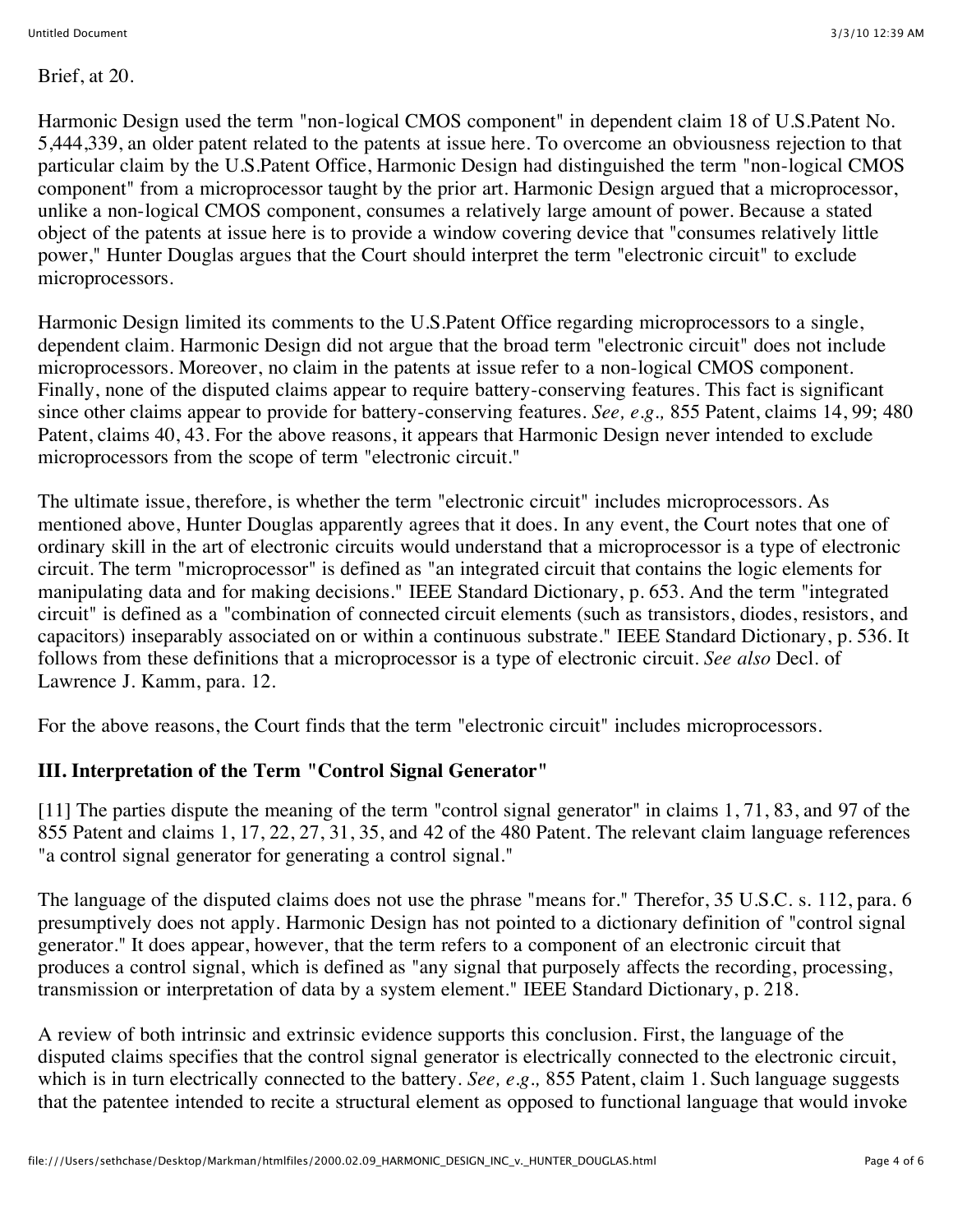Brief, at 20.

Harmonic Design used the term "non-logical CMOS component" in dependent claim 18 of U.S.Patent No. 5,444,339, an older patent related to the patents at issue here. To overcome an obviousness rejection to that particular claim by the U.S.Patent Office, Harmonic Design had distinguished the term "non-logical CMOS component" from a microprocessor taught by the prior art. Harmonic Design argued that a microprocessor, unlike a non-logical CMOS component, consumes a relatively large amount of power. Because a stated object of the patents at issue here is to provide a window covering device that "consumes relatively little power," Hunter Douglas argues that the Court should interpret the term "electronic circuit" to exclude microprocessors.

Harmonic Design limited its comments to the U.S.Patent Office regarding microprocessors to a single, dependent claim. Harmonic Design did not argue that the broad term "electronic circuit" does not include microprocessors. Moreover, no claim in the patents at issue refer to a non-logical CMOS component. Finally, none of the disputed claims appear to require battery-conserving features. This fact is significant since other claims appear to provide for battery-conserving features. *See, e.g.,* 855 Patent, claims 14, 99; 480 Patent, claims 40, 43. For the above reasons, it appears that Harmonic Design never intended to exclude microprocessors from the scope of term "electronic circuit."

The ultimate issue, therefore, is whether the term "electronic circuit" includes microprocessors. As mentioned above, Hunter Douglas apparently agrees that it does. In any event, the Court notes that one of ordinary skill in the art of electronic circuits would understand that a microprocessor is a type of electronic circuit. The term "microprocessor" is defined as "an integrated circuit that contains the logic elements for manipulating data and for making decisions." IEEE Standard Dictionary, p. 653. And the term "integrated circuit" is defined as a "combination of connected circuit elements (such as transistors, diodes, resistors, and capacitors) inseparably associated on or within a continuous substrate." IEEE Standard Dictionary, p. 536. It follows from these definitions that a microprocessor is a type of electronic circuit. *See also* Decl. of Lawrence J. Kamm, para. 12.

For the above reasons, the Court finds that the term "electronic circuit" includes microprocessors.

## III. Interpretation of the Term "Control Signal Generator"

[11] The parties dispute the meaning of the term "control signal generator" in claims 1, 71, 83, and 97 of the 855 Patent and claims 1, 17, 22, 27, 31, 35, and 42 of the 480 Patent. The relevant claim language references "a control signal generator for generating a control signal."

The language of the disputed claims does not use the phrase "means for." Therefor, 35 U.S.C. s. 112, para. 6 presumptively does not apply. Harmonic Design has not pointed to a dictionary definition of "control signal generator." It does appear, however, that the term refers to a component of an electronic circuit that produces a control signal, which is defined as "any signal that purposely affects the recording, processing, transmission or interpretation of data by a system element." IEEE Standard Dictionary, p. 218.

A review of both intrinsic and extrinsic evidence supports this conclusion. First, the language of the disputed claims specifies that the control signal generator is electrically connected to the electronic circuit, which is in turn electrically connected to the battery. *See, e.g.,* 855 Patent, claim 1. Such language suggests that the patentee intended to recite a structural element as opposed to functional language that would invoke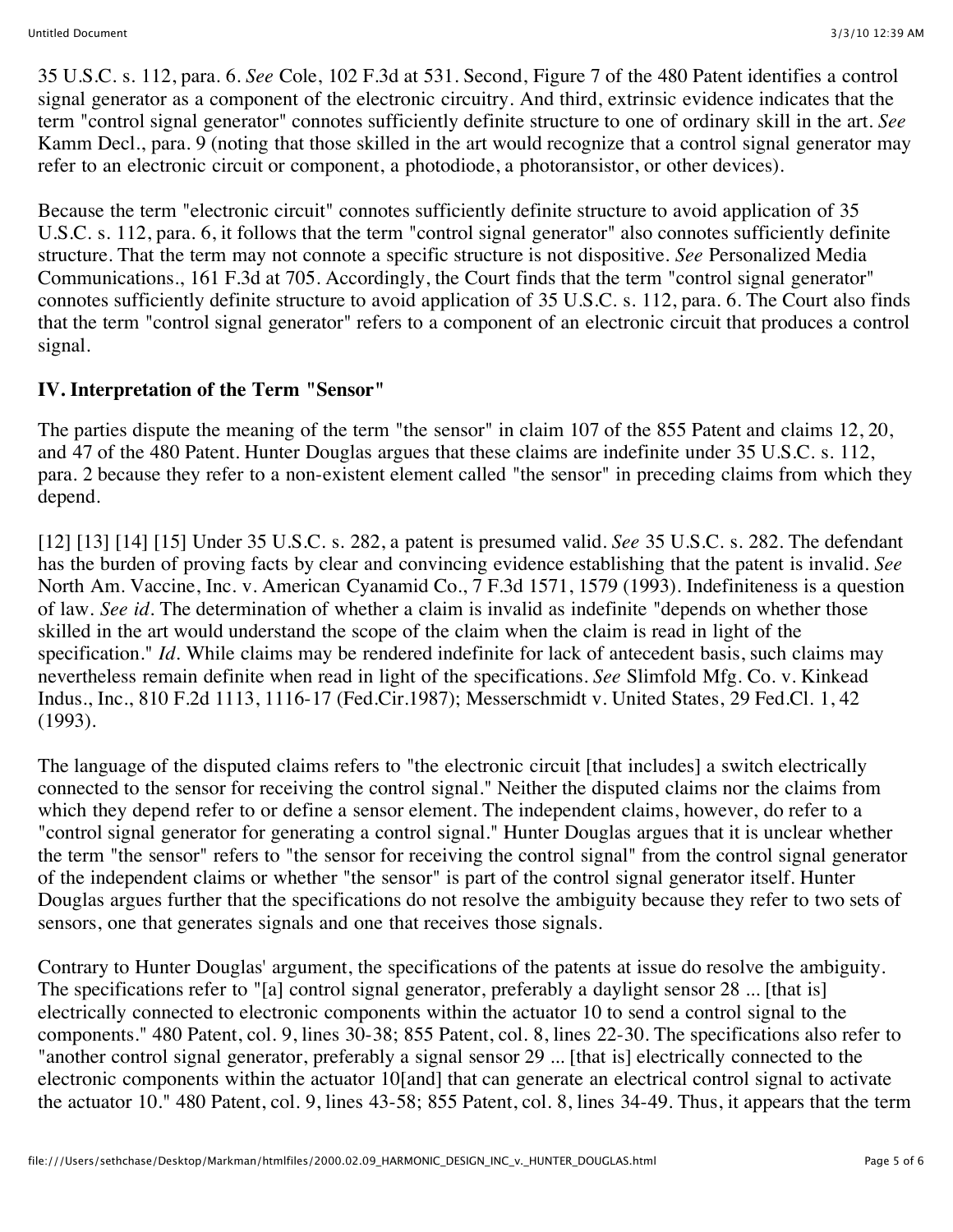35 U.S.C. s. 112, para. 6. *See* Cole, 102 F.3d at 531. Second, Figure 7 of the 480 Patent identifies a control signal generator as a component of the electronic circuitry. And third, extrinsic evidence indicates that the term "control signal generator" connotes sufficiently definite structure to one of ordinary skill in the art. *See* Kamm Decl., para. 9 (noting that those skilled in the art would recognize that a control signal generator may refer to an electronic circuit or component, a photodiode, a photoransistor, or other devices).

Because the term "electronic circuit" connotes sufficiently definite structure to avoid application of 35 U.S.C. s. 112, para. 6, it follows that the term "control signal generator" also connotes sufficiently definite structure. That the term may not connote a specific structure is not dispositive. *See* Personalized Media Communications., 161 F.3d at 705. Accordingly, the Court finds that the term "control signal generator" connotes sufficiently definite structure to avoid application of 35 U.S.C. s. 112, para. 6. The Court also finds that the term "control signal generator" refers to a component of an electronic circuit that produces a control signal.

## IV. Interpretation of the Term "Sensor"

The parties dispute the meaning of the term "the sensor" in claim 107 of the 855 Patent and claims 12, 20, and 47 of the 480 Patent. Hunter Douglas argues that these claims are indefinite under 35 U.S.C. s. 112, para. 2 because they refer to a non-existent element called "the sensor" in preceding claims from which they depend.

[12] [13] [14] [15] Under 35 U.S.C. s. 282, a patent is presumed valid. *See* 35 U.S.C. s. 282. The defendant has the burden of proving facts by clear and convincing evidence establishing that the patent is invalid. *See* North Am. Vaccine, Inc. v. American Cyanamid Co., 7 F.3d 1571, 1579 (1993). Indefiniteness is a question of law. *See id*. The determination of whether a claim is invalid as indefinite "depends on whether those skilled in the art would understand the scope of the claim when the claim is read in light of the specification." *Id*. While claims may be rendered indefinite for lack of antecedent basis, such claims may nevertheless remain definite when read in light of the specifications. *See* Slimfold Mfg. Co. v. Kinkead Indus., Inc., 810 F.2d 1113, 1116-17 (Fed.Cir.1987); Messerschmidt v. United States, 29 Fed.Cl. 1, 42 (1993).

The language of the disputed claims refers to "the electronic circuit [that includes] a switch electrically connected to the sensor for receiving the control signal." Neither the disputed claims nor the claims from which they depend refer to or define a sensor element. The independent claims, however, do refer to a "control signal generator for generating a control signal." Hunter Douglas argues that it is unclear whether the term "the sensor" refers to "the sensor for receiving the control signal" from the control signal generator of the independent claims or whether "the sensor" is part of the control signal generator itself. Hunter Douglas argues further that the specifications do not resolve the ambiguity because they refer to two sets of sensors, one that generates signals and one that receives those signals.

Contrary to Hunter Douglas' argument, the specifications of the patents at issue do resolve the ambiguity. The specifications refer to "[a] control signal generator, preferably a daylight sensor 28 ... [that is] electrically connected to electronic components within the actuator 10 to send a control signal to the components." 480 Patent, col. 9, lines 30-38; 855 Patent, col. 8, lines 22-30. The specifications also refer to "another control signal generator, preferably a signal sensor 29 ... [that is] electrically connected to the electronic components within the actuator 10[and] that can generate an electrical control signal to activate the actuator 10." 480 Patent, col. 9, lines 43-58; 855 Patent, col. 8, lines 34-49. Thus, it appears that the term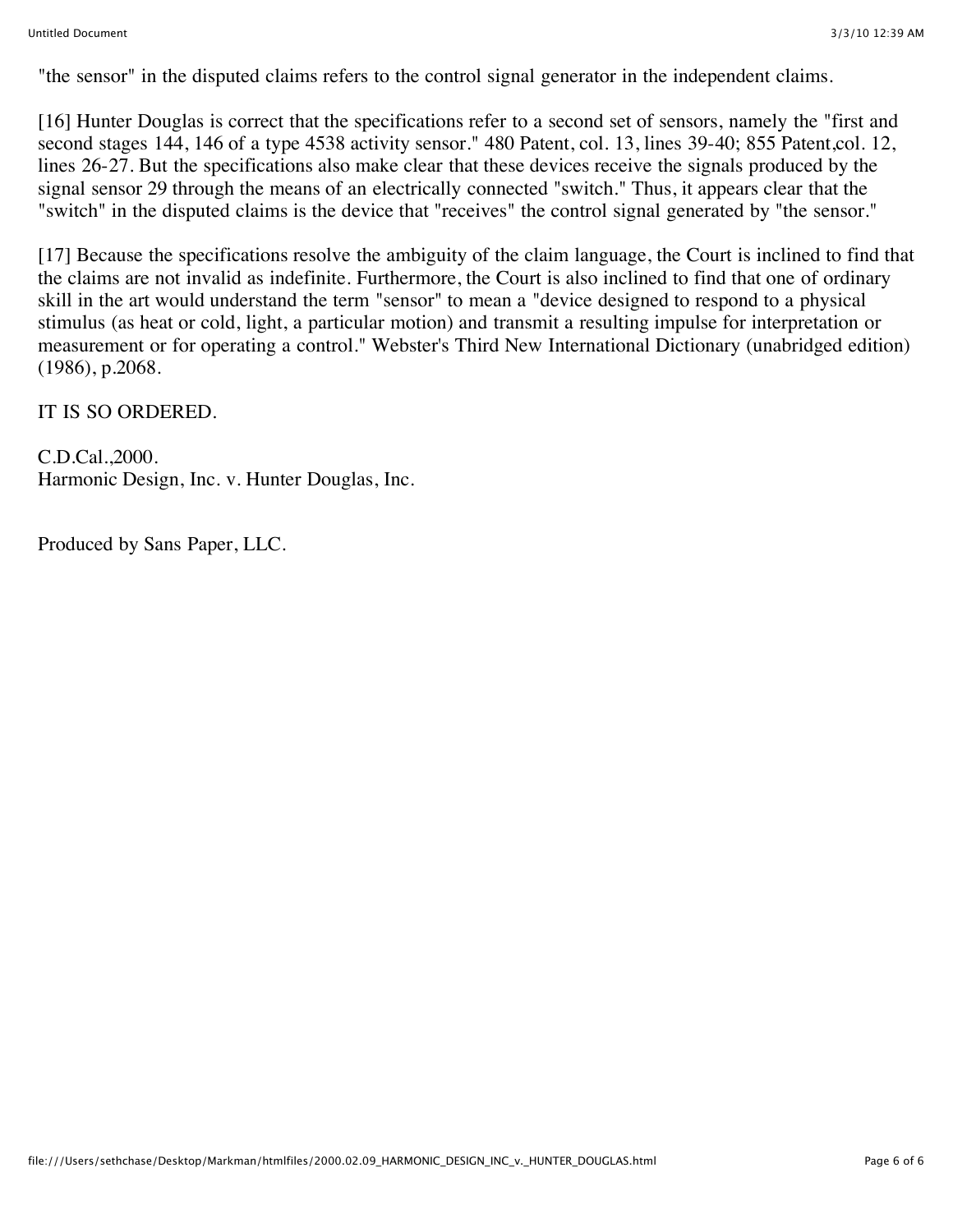"the sensor" in the disputed claims refers to the control signal generator in the independent claims.

[16] Hunter Douglas is correct that the specifications refer to a second set of sensors, namely the "first and second stages 144, 146 of a type 4538 activity sensor." 480 Patent, col. 13, lines 39-40; 855 Patent,col. 12, lines 26-27. But the specifications also make clear that these devices receive the signals produced by the signal sensor 29 through the means of an electrically connected "switch." Thus, it appears clear that the "switch" in the disputed claims is the device that "receives" the control signal generated by "the sensor."

[17] Because the specifications resolve the ambiguity of the claim language, the Court is inclined to find that the claims are not invalid as indefinite. Furthermore, the Court is also inclined to find that one of ordinary skill in the art would understand the term "sensor" to mean a "device designed to respond to a physical stimulus (as heat or cold, light, a particular motion) and transmit a resulting impulse for interpretation or measurement or for operating a control." Webster's Third New International Dictionary (unabridged edition) (1986), p.2068.

IT IS SO ORDERED.

C.D.Cal.,2000.
Harmonic Design, Inc. v. Hunter Douglas, Inc.

Produced by Sans Paper, LLC.